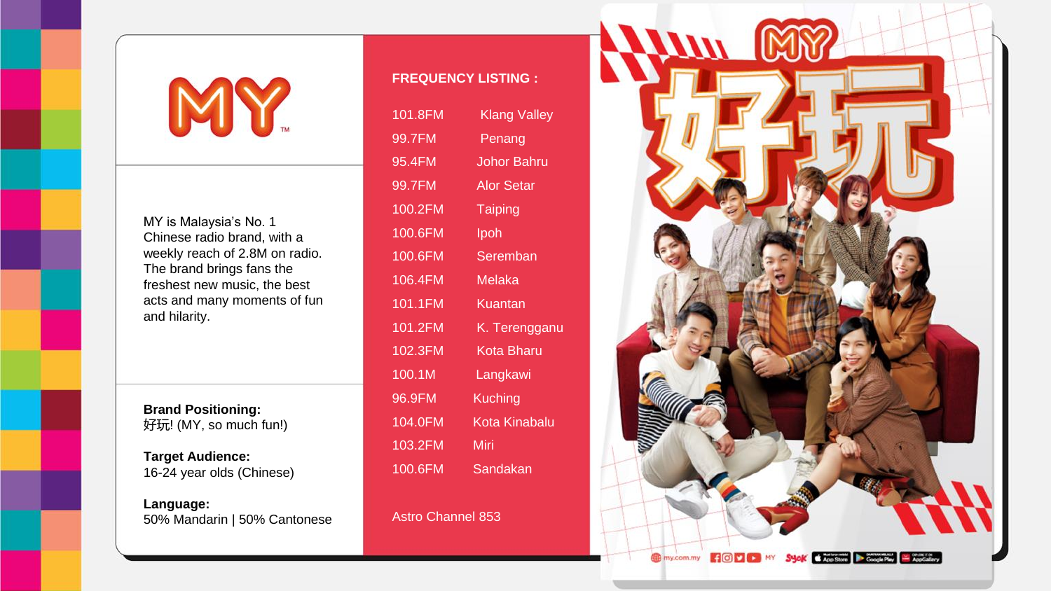# MY™

MY is Malaysia's No. 1 Chinese radio brand, with a weekly reach of 2.8M on radio. The brand brings fans the freshest new music, the best acts and many moments of fun and hilarity.

**Brand Positioning:**
好玩! (MY, so much fun!)

**Target Audience:**
16-24 year olds (Chinese)

**Language:**
50% Mandarin | 50% Cantonese

## FREQUENCY LISTING :

| Frequency | Location |
|---|---|
| 101.8FM | Klang Valley |
| 99.7FM | Penang |
| 95.4FM | Johor Bahru |
| 99.7FM | Alor Setar |
| 100.2FM | Taiping |
| 100.6FM | Ipoh |
| 100.6FM | Seremban |
| 106.4FM | Melaka |
| 101.1FM | Kuantan |
| 101.2FM | K. Terengganu |
| 102.3FM | Kota Bharu |
| 100.1M | Langkawi |
| 96.9FM | Kuching |
| 104.0FM | Kota Kinabalu |
| 103.2FM | Miri |
| 100.6FM | Sandakan |

Astro Channel 853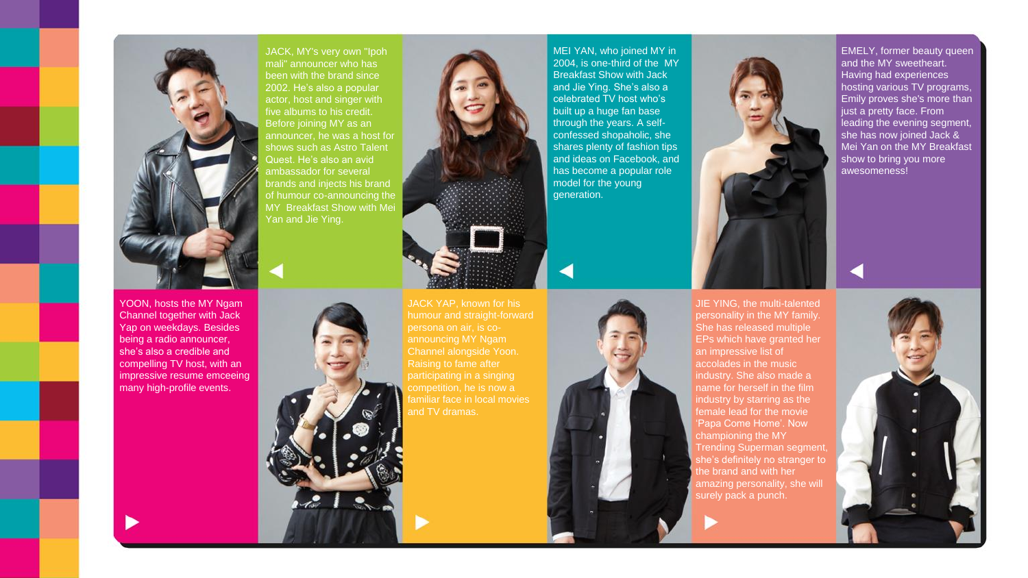JACK, MY's very own "Ipoh mali" announcer who has been with the brand since 2002. He's also a popular actor, host and singer with five albums to his credit. Before joining MY as an announcer, he was a host for shows such as Astro Talent Quest. He's also an avid ambassador for several brands and injects his brand of humour co-announcing the MY Breakfast Show with Mei Yan and Jie Ying.

MEI YAN, who joined MY in 2004, is one-third of the MY Breakfast Show with Jack and Jie Ying. She's also a celebrated TV host who's built up a huge fan base through the years. A self-confessed shopaholic, she shares plenty of fashion tips and ideas on Facebook, and has become a popular role model for the young generation.

EMELY, former beauty queen and the MY sweetheart. Having had experiences hosting various TV programs, Emily proves she's more than just a pretty face. From leading the evening segment, she has now joined Jack & Mei Yan on the MY Breakfast show to bring you more awesomeness!

YOON, hosts the MY Ngam Channel together with Jack Yap on weekdays. Besides being a radio announcer, she's also a credible and compelling TV host, with an impressive resume emceeing many high-profile events.

JACK YAP, known for his humour and straight-forward persona on air, is co-announcing MY Ngam Channel alongside Yoon. Raising to fame after participating in a singing competition, he is now a familiar face in local movies and TV dramas.

JIE YING, the multi-talented personality in the MY family. She has released multiple EPs which have granted her an impressive list of accolades in the music industry. She also made a name for herself in the film industry by starring as the female lead for the movie 'Papa Come Home'. Now championing the MY Trending Superman segment, she's definitely no stranger to the brand and with her amazing personality, she will surely pack a punch.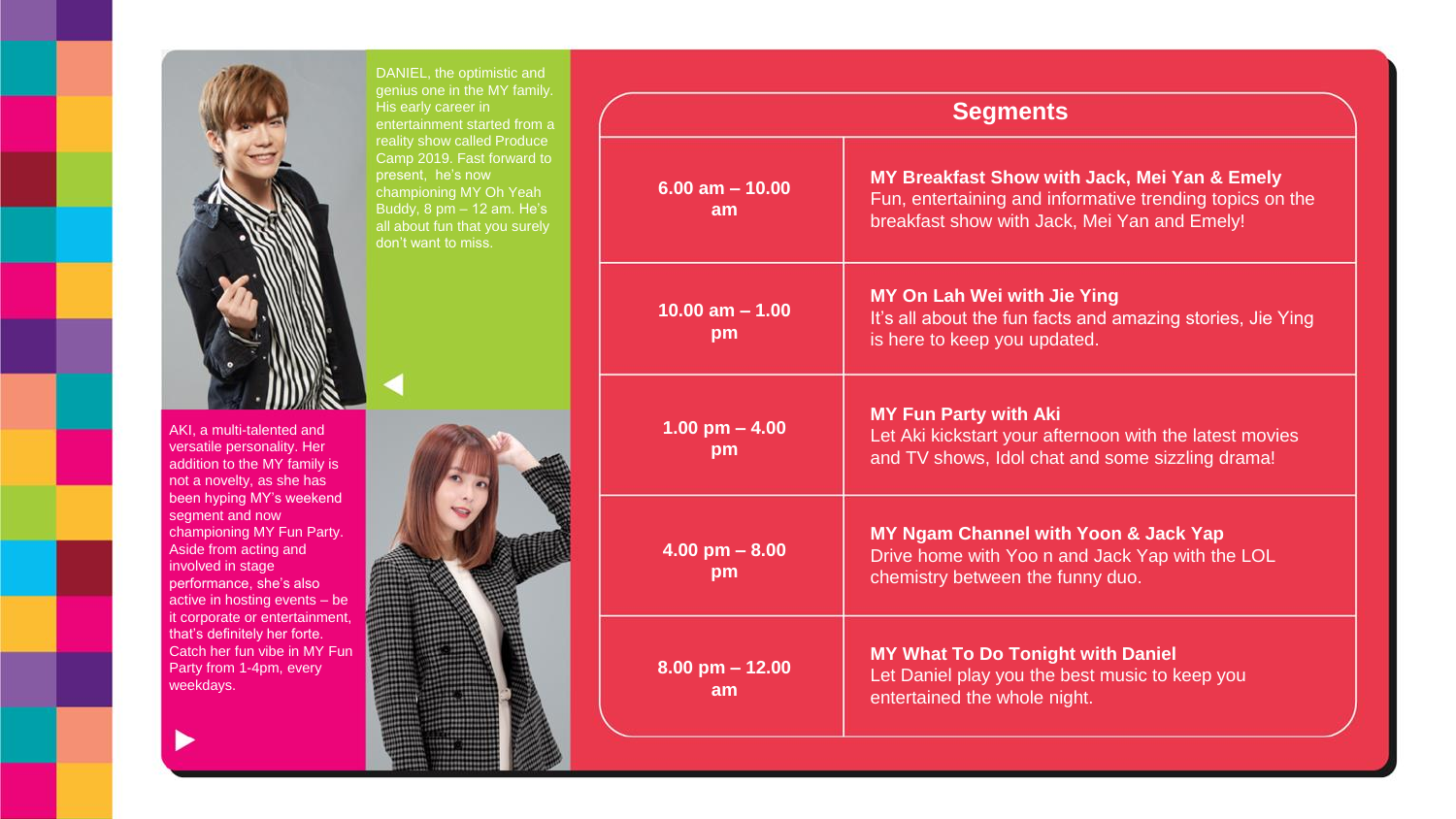DANIEL, the optimistic and genius one in the MY family. His early career in entertainment started from a reality show called Produce Camp 2019. Fast forward to present, he's now championing MY Oh Yeah Buddy, 8 pm – 12 am. He's all about fun that you surely don't want to miss.

AKI, a multi-talented and versatile personality. Her addition to the MY family is not a novelty, as she has been hyping MY's weekend segment and now championing MY Fun Party. Aside from acting and involved in stage performance, she's also active in hosting events – be it corporate or entertainment, that's definitely her forte. Catch her fun vibe in MY Fun Party from 1-4pm, every weekdays.

## Segments

| | |
|---|---|
| **6.00 am – 10.00 am** | **MY Breakfast Show with Jack, Mei Yan & Emely** Fun, entertaining and informative trending topics on the breakfast show with Jack, Mei Yan and Emely! |
| **10.00 am – 1.00 pm** | **MY On Lah Wei with Jie Ying** It's all about the fun facts and amazing stories, Jie Ying is here to keep you updated. |
| **1.00 pm – 4.00 pm** | **MY Fun Party with Aki** Let Aki kickstart your afternoon with the latest movies and TV shows, Idol chat and some sizzling drama! |
| **4.00 pm – 8.00 pm** | **MY Ngam Channel with Yoon & Jack Yap** Drive home with Yoo n and Jack Yap with the LOL chemistry between the funny duo. |
| **8.00 pm – 12.00 am** | **MY What To Do Tonight with Daniel** Let Daniel play you the best music to keep you entertained the whole night. |